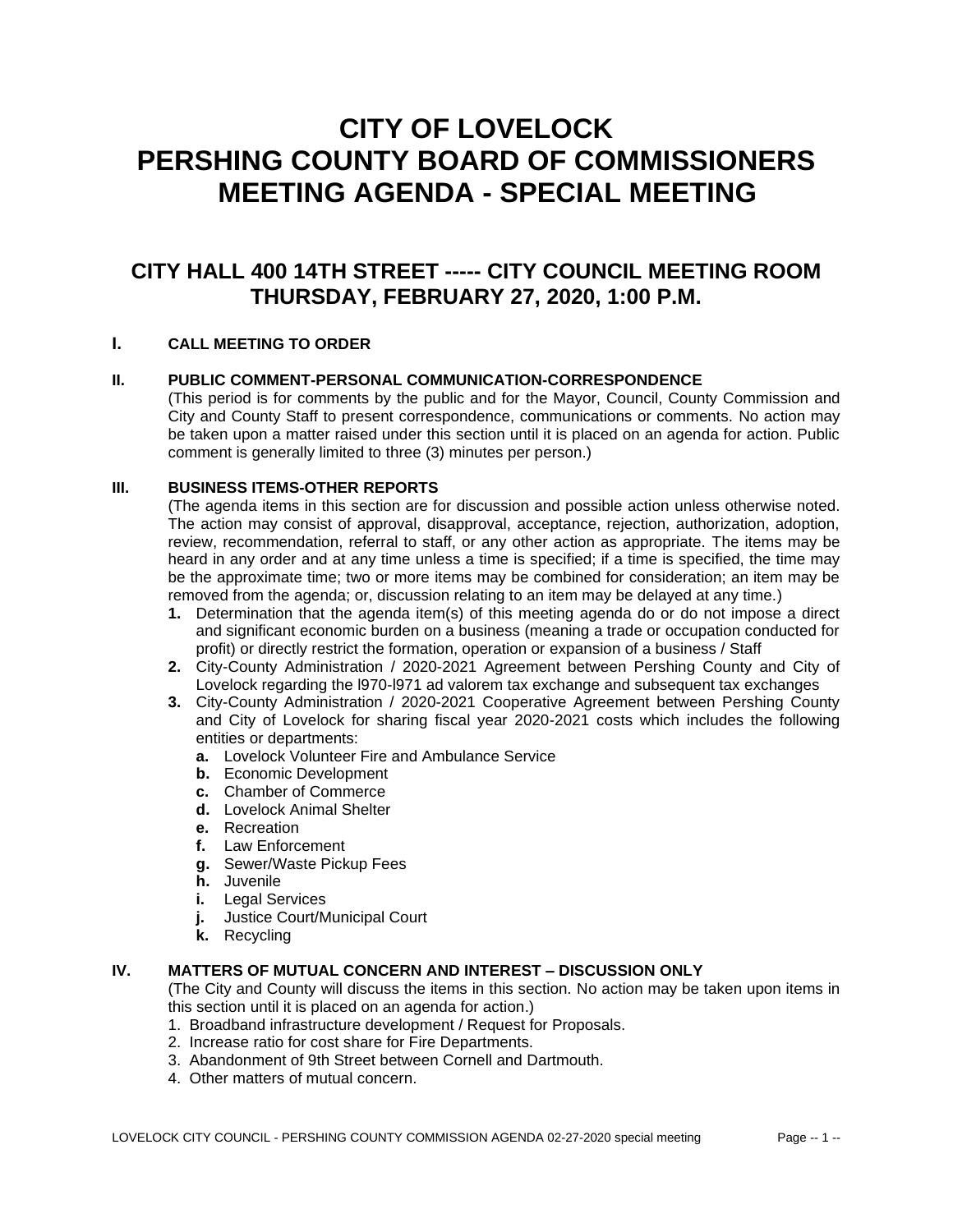# CITY OF LOVELOCK
# PERSHING COUNTY BOARD OF COMMISSIONERS
# MEETING AGENDA - SPECIAL MEETING

## CITY HALL 400 14TH STREET ----- CITY COUNCIL MEETING ROOM
## THURSDAY, FEBRUARY 27, 2020, 1:00 P.M.

### I. CALL MEETING TO ORDER

### II. PUBLIC COMMENT-PERSONAL COMMUNICATION-CORRESPONDENCE

(This period is for comments by the public and for the Mayor, Council, County Commission and City and County Staff to present correspondence, communications or comments. No action may be taken upon a matter raised under this section until it is placed on an agenda for action. Public comment is generally limited to three (3) minutes per person.)

### III. BUSINESS ITEMS-OTHER REPORTS

(The agenda items in this section are for discussion and possible action unless otherwise noted. The action may consist of approval, disapproval, acceptance, rejection, authorization, adoption, review, recommendation, referral to staff, or any other action as appropriate. The items may be heard in any order and at any time unless a time is specified; if a time is specified, the time may be the approximate time; two or more items may be combined for consideration; an item may be removed from the agenda; or, discussion relating to an item may be delayed at any time.)

1. Determination that the agenda item(s) of this meeting agenda do or do not impose a direct and significant economic burden on a business (meaning a trade or occupation conducted for profit) or directly restrict the formation, operation or expansion of a business / Staff
2. City-County Administration / 2020-2021 Agreement between Pershing County and City of Lovelock regarding the l970-l971 ad valorem tax exchange and subsequent tax exchanges
3. City-County Administration / 2020-2021 Cooperative Agreement between Pershing County and City of Lovelock for sharing fiscal year 2020-2021 costs which includes the following entities or departments:
   - **a.** Lovelock Volunteer Fire and Ambulance Service
   - **b.** Economic Development
   - **c.** Chamber of Commerce
   - **d.** Lovelock Animal Shelter
   - **e.** Recreation
   - **f.** Law Enforcement
   - **g.** Sewer/Waste Pickup Fees
   - **h.** Juvenile
   - **i.** Legal Services
   - **j.** Justice Court/Municipal Court
   - **k.** Recycling

### IV. MATTERS OF MUTUAL CONCERN AND INTEREST – DISCUSSION ONLY

(The City and County will discuss the items in this section. No action may be taken upon items in this section until it is placed on an agenda for action.)

1. Broadband infrastructure development / Request for Proposals.
2. Increase ratio for cost share for Fire Departments.
3. Abandonment of 9th Street between Cornell and Dartmouth.
4. Other matters of mutual concern.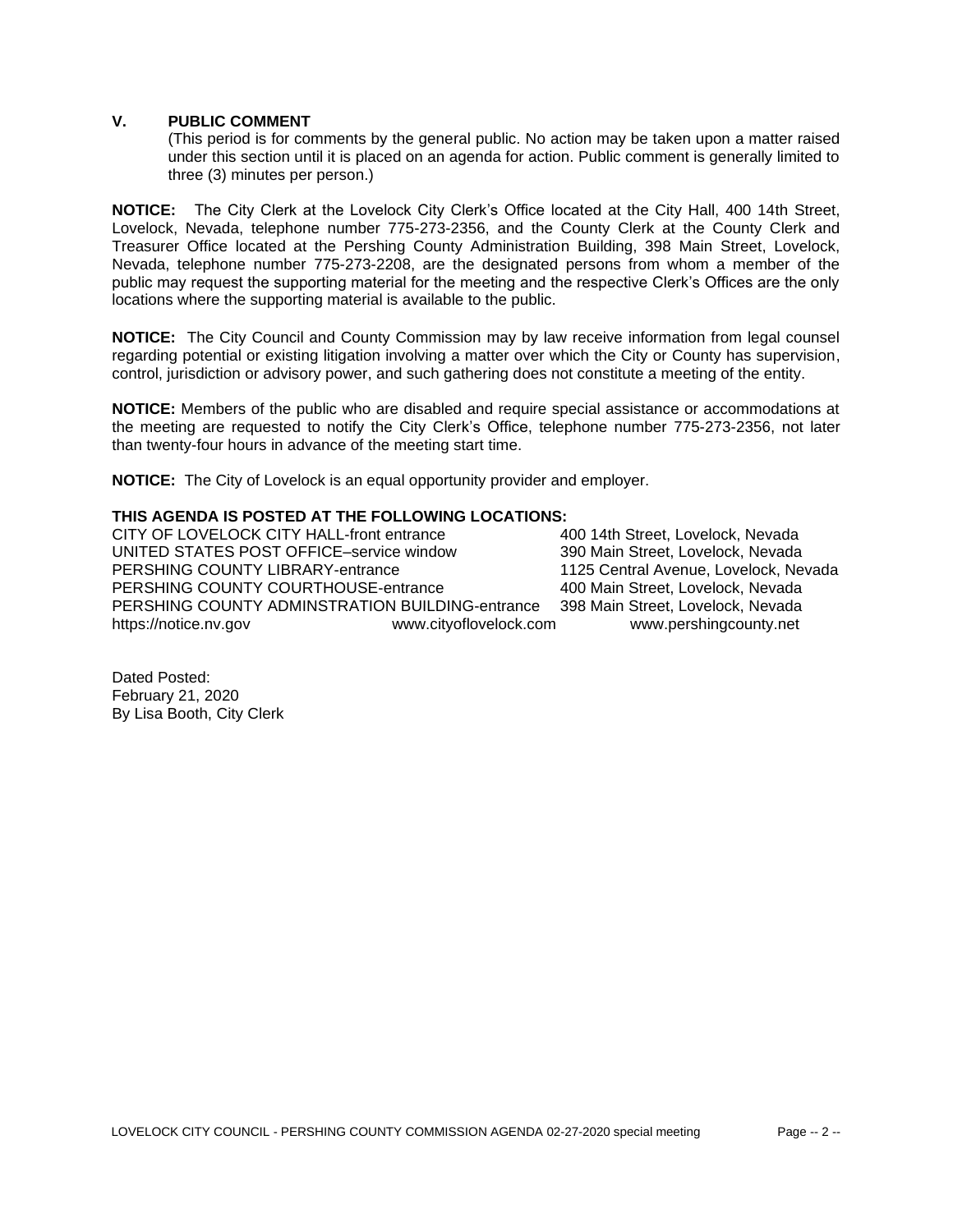## V. PUBLIC COMMENT

(This period is for comments by the general public. No action may be taken upon a matter raised under this section until it is placed on an agenda for action. Public comment is generally limited to three (3) minutes per person.)

**NOTICE:** The City Clerk at the Lovelock City Clerk's Office located at the City Hall, 400 14th Street, Lovelock, Nevada, telephone number 775-273-2356, and the County Clerk at the County Clerk and Treasurer Office located at the Pershing County Administration Building, 398 Main Street, Lovelock, Nevada, telephone number 775-273-2208, are the designated persons from whom a member of the public may request the supporting material for the meeting and the respective Clerk's Offices are the only locations where the supporting material is available to the public.

**NOTICE:** The City Council and County Commission may by law receive information from legal counsel regarding potential or existing litigation involving a matter over which the City or County has supervision, control, jurisdiction or advisory power, and such gathering does not constitute a meeting of the entity.

**NOTICE:** Members of the public who are disabled and require special assistance or accommodations at the meeting are requested to notify the City Clerk's Office, telephone number 775-273-2356, not later than twenty-four hours in advance of the meeting start time.

**NOTICE:** The City of Lovelock is an equal opportunity provider and employer.

**THIS AGENDA IS POSTED AT THE FOLLOWING LOCATIONS:**

| | |
|---|---|
| CITY OF LOVELOCK CITY HALL-front entrance | 400 14th Street, Lovelock, Nevada |
| UNITED STATES POST OFFICE–service window | 390 Main Street, Lovelock, Nevada |
| PERSHING COUNTY LIBRARY-entrance | 1125 Central Avenue, Lovelock, Nevada |
| PERSHING COUNTY COURTHOUSE-entrance | 400 Main Street, Lovelock, Nevada |
| PERSHING COUNTY ADMINSTRATION BUILDING-entrance | 398 Main Street, Lovelock, Nevada |

https://notice.nv.gov www.cityoflovelock.com www.pershingcounty.net

Dated Posted:
February 21, 2020
By Lisa Booth, City Clerk